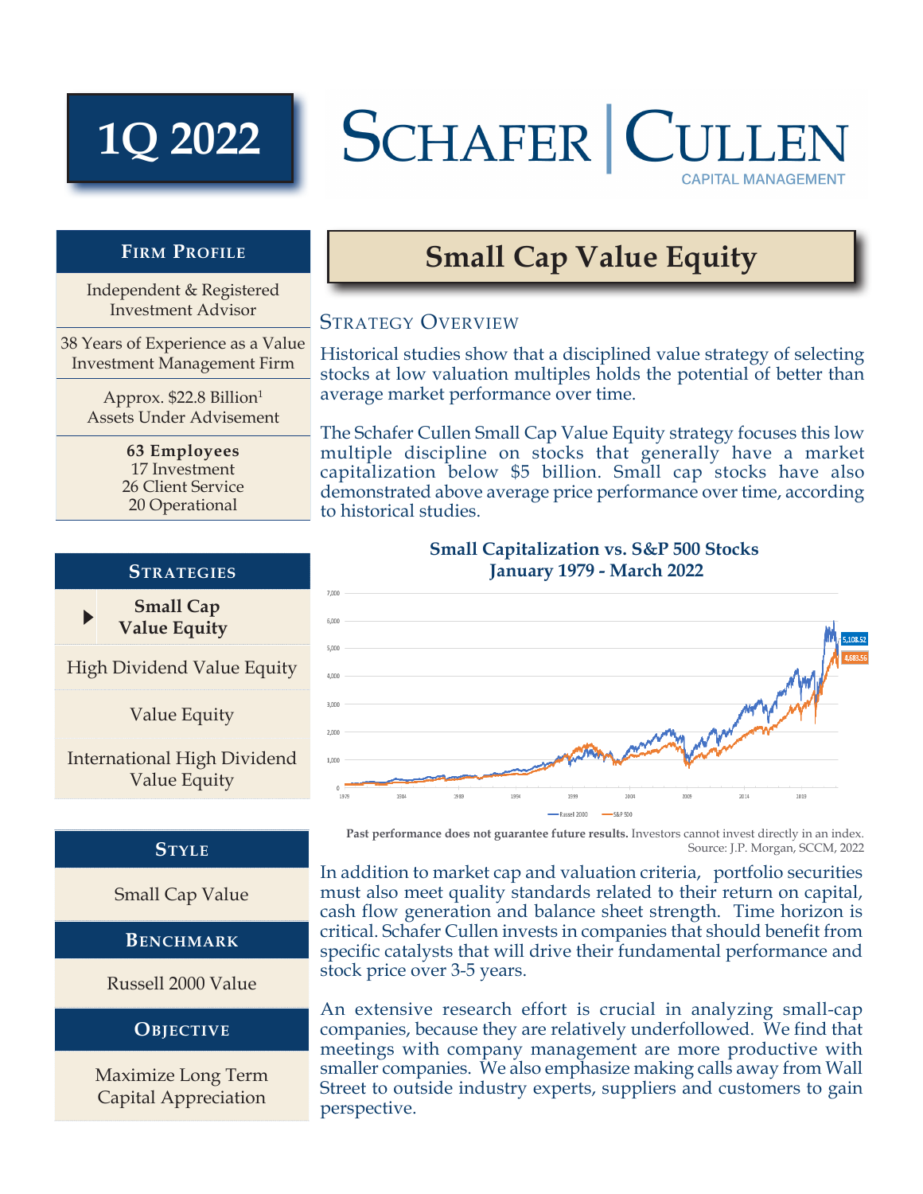# 1Q 2022

# SCHAFER | CULLEN
CAPITAL MANAGEMENT

## Small Cap Value Equity

### Strategy Overview

Historical studies show that a disciplined value strategy of selecting stocks at low valuation multiples holds the potential of better than average market performance over time.

The Schafer Cullen Small Cap Value Equity strategy focuses this low multiple discipline on stocks that generally have a market capitalization below $5 billion. Small cap stocks have also demonstrated above average price performance over time, according to historical studies.

**Small Capitalization vs. S&P 500 Stocks**
**January 1979 - March 2022**

(Chart: Russell 2000 5,108.52; S&P 500 4,683.56)

**Past performance does not guarantee future results.** Investors cannot invest directly in an index.
Source: J.P. Morgan, SCCM, 2022

In addition to market cap and valuation criteria, portfolio securities must also meet quality standards related to their return on capital, cash flow generation and balance sheet strength. Time horizon is critical. Schafer Cullen invests in companies that should benefit from specific catalysts that will drive their fundamental performance and stock price over 3-5 years.

An extensive research effort is crucial in analyzing small-cap companies, because they are relatively underfollowed. We find that meetings with company management are more productive with smaller companies. We also emphasize making calls away from Wall Street to outside industry experts, suppliers and customers to gain perspective.

### Firm Profile

Independent & Registered Investment Advisor

38 Years of Experience as a Value Investment Management Firm

Approx. $22.8 Billion[1] Assets Under Advisement

**63 Employees**
17 Investment
26 Client Service
20 Operational

### Strategies

- **Small Cap Value Equity**
- High Dividend Value Equity
- Value Equity
- International High Dividend Value Equity

### Style

Small Cap Value

### Benchmark

Russell 2000 Value

### Objective

Maximize Long Term Capital Appreciation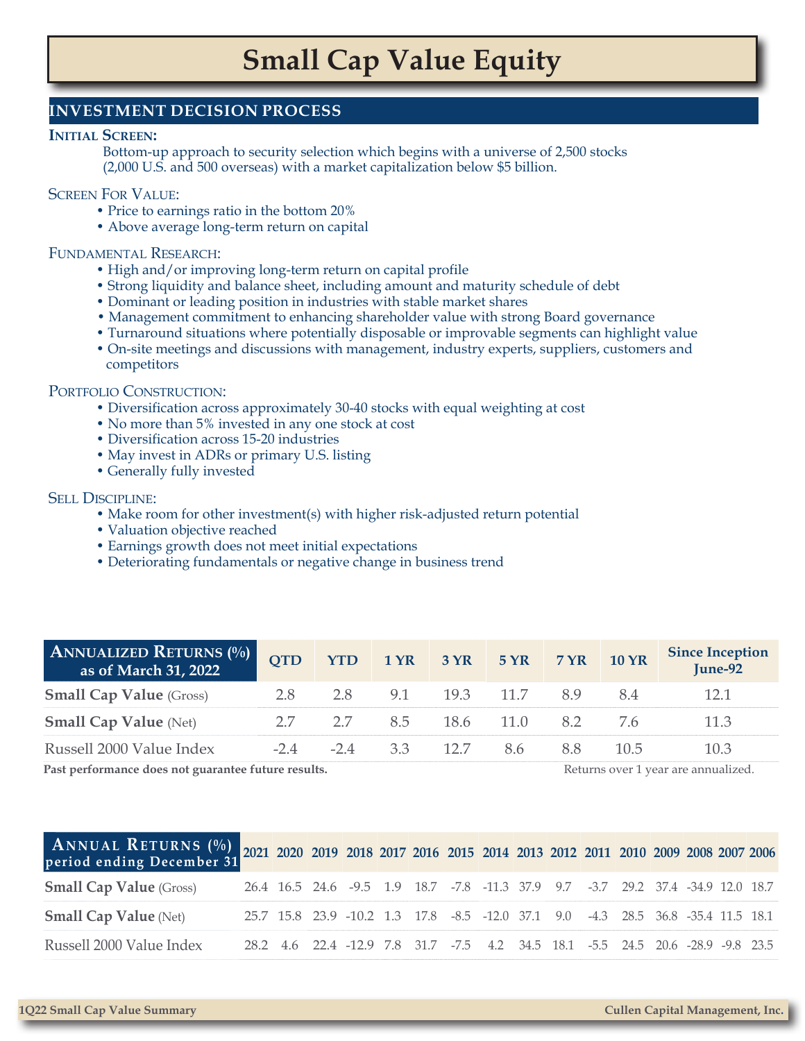# Small Cap Value Equity

## INVESTMENT DECISION PROCESS

### Initial Screen:

Bottom-up approach to security selection which begins with a universe of 2,500 stocks (2,000 U.S. and 500 overseas) with a market capitalization below $5 billion.

### Screen For Value:

- Price to earnings ratio in the bottom 20%
- Above average long-term return on capital

### Fundamental Research:

- High and/or improving long-term return on capital profile
- Strong liquidity and balance sheet, including amount and maturity schedule of debt
- Dominant or leading position in industries with stable market shares
- Management commitment to enhancing shareholder value with strong Board governance
- Turnaround situations where potentially disposable or improvable segments can highlight value
- On-site meetings and discussions with management, industry experts, suppliers, customers and competitors

### Portfolio Construction:

- Diversification across approximately 30-40 stocks with equal weighting at cost
- No more than 5% invested in any one stock at cost
- Diversification across 15-20 industries
- May invest in ADRs or primary U.S. listing
- Generally fully invested

### Sell Discipline:

- Make room for other investment(s) with higher risk-adjusted return potential
- Valuation objective reached
- Earnings growth does not meet initial expectations
- Deteriorating fundamentals or negative change in business trend

| Annualized Returns (%) as of March 31, 2022 | QTD | YTD | 1 YR | 3 YR | 5 YR | 7 YR | 10 YR | Since Inception June-92 |
|---|---|---|---|---|---|---|---|---|
| **Small Cap Value** (Gross) | 2.8 | 2.8 | 9.1 | 19.3 | 11.7 | 8.9 | 8.4 | 12.1 |
| **Small Cap Value** (Net) | 2.7 | 2.7 | 8.5 | 18.6 | 11.0 | 8.2 | 7.6 | 11.3 |
| Russell 2000 Value Index | -2.4 | -2.4 | 3.3 | 12.7 | 8.6 | 8.8 | 10.5 | 10.3 |

**Past performance does not guarantee future results.** Returns over 1 year are annualized.

| Annual Returns (%) period ending December 31 | 2021 | 2020 | 2019 | 2018 | 2017 | 2016 | 2015 | 2014 | 2013 | 2012 | 2011 | 2010 | 2009 | 2008 | 2007 | 2006 |
|---|---|---|---|---|---|---|---|---|---|---|---|---|---|---|---|---|
| **Small Cap Value** (Gross) | 26.4 | 16.5 | 24.6 | -9.5 | 1.9 | 18.7 | -7.8 | -11.3 | 37.9 | 9.7 | -3.7 | 29.2 | 37.4 | -34.9 | 12.0 | 18.7 |
| **Small Cap Value** (Net) | 25.7 | 15.8 | 23.9 | -10.2 | 1.3 | 17.8 | -8.5 | -12.0 | 37.1 | 9.0 | -4.3 | 28.5 | 36.8 | -35.4 | 11.5 | 18.1 |
| Russell 2000 Value Index | 28.2 | 4.6 | 22.4 | -12.9 | 7.8 | 31.7 | -7.5 | 4.2 | 34.5 | 18.1 | -5.5 | 24.5 | 20.6 | -28.9 | -9.8 | 23.5 |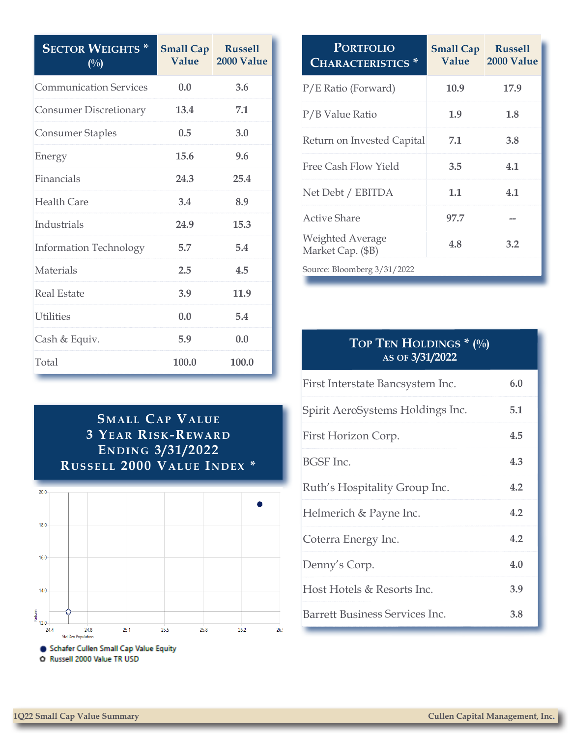## Sector Weights * (%)

| Sector | Small Cap Value | Russell 2000 Value |
|---|---|---|
| Communication Services | 0.0 | 3.6 |
| Consumer Discretionary | 13.4 | 7.1 |
| Consumer Staples | 0.5 | 3.0 |
| Energy | 15.6 | 9.6 |
| Financials | 24.3 | 25.4 |
| Health Care | 3.4 | 8.9 |
| Industrials | 24.9 | 15.3 |
| Information Technology | 5.7 | 5.4 |
| Materials | 2.5 | 4.5 |
| Real Estate | 3.9 | 11.9 |
| Utilities | 0.0 | 5.4 |
| Cash & Equiv. | 5.9 | 0.0 |
| Total | 100.0 | 100.0 |

## Portfolio Characteristics *

| Characteristic | Small Cap Value | Russell 2000 Value |
|---|---|---|
| P/E Ratio (Forward) | 10.9 | 17.9 |
| P/B Value Ratio | 1.9 | 1.8 |
| Return on Invested Capital | 7.1 | 3.8 |
| Free Cash Flow Yield | 3.5 | 4.1 |
| Net Debt / EBITDA | 1.1 | 4.1 |
| Active Share | 97.7 | -- |
| Weighted Average Market Cap. ($B) | 4.8 | 3.2 |

Source: Bloomberg 3/31/2022

## Small Cap Value 3 Year Risk-Reward Ending 3/31/2022 Russell 2000 Value Index *

Return

20.0
18.0
16.0
14.0
12.0

24.4 24.8 25.1 25.5 25.8 26.2 26.5

Std Dev Population

● Schafer Cullen Small Cap Value Equity

✪ Russell 2000 Value TR USD

## Top Ten Holdings * (%) as of 3/31/2022

| Holding | % |
|---|---|
| First Interstate Bancsystem Inc. | 6.0 |
| Spirit AeroSystems Holdings Inc. | 5.1 |
| First Horizon Corp. | 4.5 |
| BGSF Inc. | 4.3 |
| Ruth's Hospitality Group Inc. | 4.2 |
| Helmerich & Payne Inc. | 4.2 |
| Coterra Energy Inc. | 4.2 |
| Denny's Corp. | 4.0 |
| Host Hotels & Resorts Inc. | 3.9 |
| Barrett Business Services Inc. | 3.8 |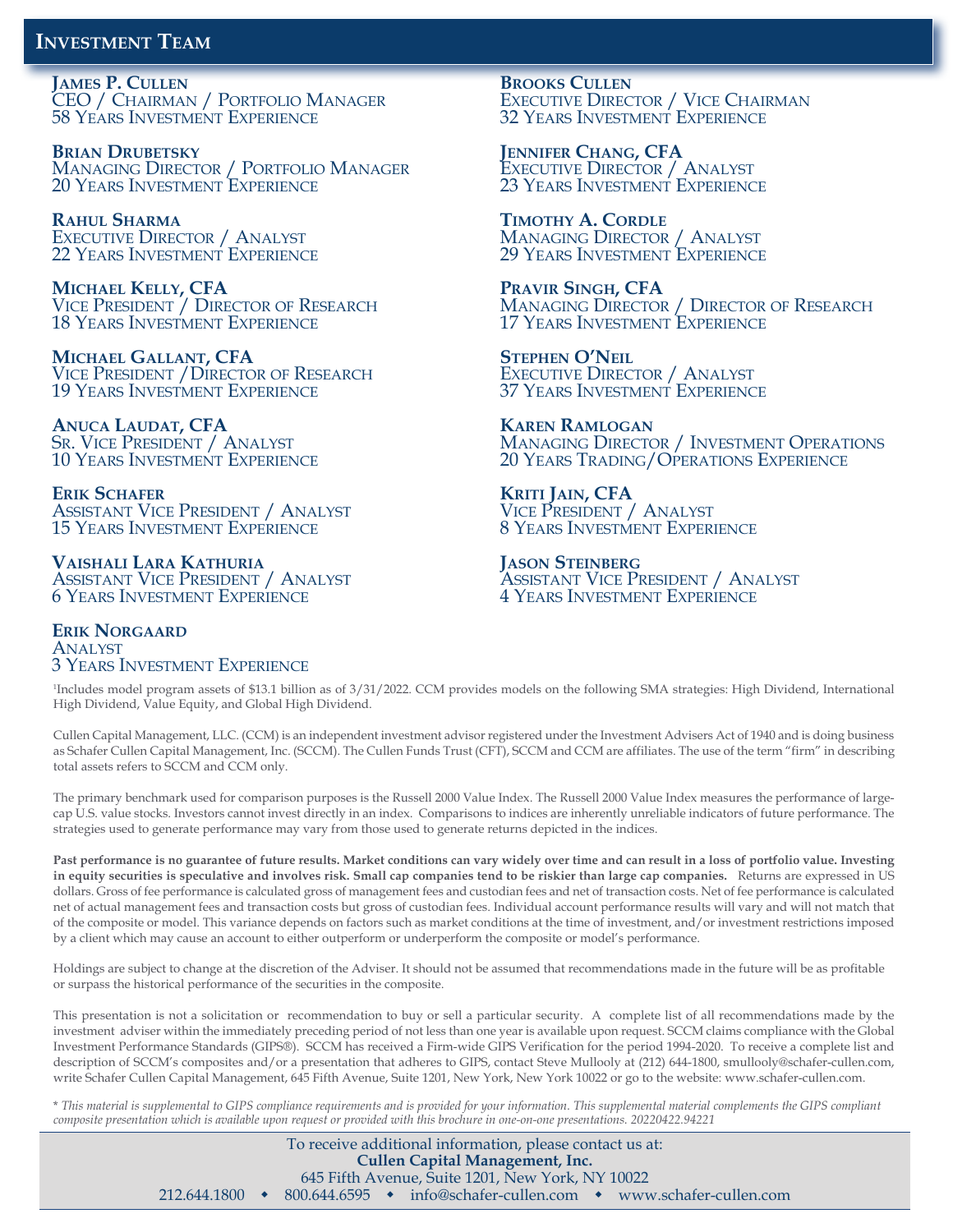## Investment Team

**James P. Cullen**
CEO / Chairman / Portfolio Manager
58 Years Investment Experience

**Brian Drubetsky**
Managing Director / Portfolio Manager
20 Years Investment Experience

**Rahul Sharma**
Executive Director / Analyst
22 Years Investment Experience

**Michael Kelly, CFA**
Vice President / Director of Research
18 Years Investment Experience

**Michael Gallant, CFA**
Vice President /Director of Research
19 Years Investment Experience

**Anuca Laudat, CFA**
Sr. Vice President / Analyst
10 Years Investment Experience

**Erik Schafer**
Assistant Vice President / Analyst
15 Years Investment Experience

**Vaishali Lara Kathuria**
Assistant Vice President / Analyst
6 Years Investment Experience

**Erik Norgaard**
Analyst
3 Years Investment Experience

**Brooks Cullen**
Executive Director / Vice Chairman
32 Years Investment Experience

**Jennifer Chang, CFA**
Executive Director / Analyst
23 Years Investment Experience

**Timothy A. Cordle**
Managing Director / Analyst
29 Years Investment Experience

**Pravir Singh, CFA**
Managing Director / Director of Research
17 Years Investment Experience

**Stephen O'Neil**
Executive Director / Analyst
37 Years Investment Experience

**Karen Ramlogan**
Managing Director / Investment Operations
20 Years Trading/Operations Experience

**Kriti Jain, CFA**
Vice President / Analyst
8 Years Investment Experience

**Jason Steinberg**
Assistant Vice President / Analyst
4 Years Investment Experience

[1]Includes model program assets of $13.1 billion as of 3/31/2022. CCM provides models on the following SMA strategies: High Dividend, International High Dividend, Value Equity, and Global High Dividend.

Cullen Capital Management, LLC. (CCM) is an independent investment advisor registered under the Investment Advisers Act of 1940 and is doing business as Schafer Cullen Capital Management, Inc. (SCCM). The Cullen Funds Trust (CFT), SCCM and CCM are affiliates. The use of the term "firm" in describing total assets refers to SCCM and CCM only.

The primary benchmark used for comparison purposes is the Russell 2000 Value Index. The Russell 2000 Value Index measures the performance of large-cap U.S. value stocks. Investors cannot invest directly in an index. Comparisons to indices are inherently unreliable indicators of future performance. The strategies used to generate performance may vary from those used to generate returns depicted in the indices.

**Past performance is no guarantee of future results. Market conditions can vary widely over time and can result in a loss of portfolio value. Investing in equity securities is speculative and involves risk. Small cap companies tend to be riskier than large cap companies.** Returns are expressed in US dollars. Gross of fee performance is calculated gross of management fees and custodian fees and net of transaction costs. Net of fee performance is calculated net of actual management fees and transaction costs but gross of custodian fees. Individual account performance results will vary and will not match that of the composite or model. This variance depends on factors such as market conditions at the time of investment, and/or investment restrictions imposed by a client which may cause an account to either outperform or underperform the composite or model's performance.

Holdings are subject to change at the discretion of the Adviser. It should not be assumed that recommendations made in the future will be as profitable or surpass the historical performance of the securities in the composite.

This presentation is not a solicitation or recommendation to buy or sell a particular security. A complete list of all recommendations made by the investment adviser within the immediately preceding period of not less than one year is available upon request. SCCM claims compliance with the Global Investment Performance Standards (GIPS®). SCCM has received a Firm-wide GIPS Verification for the period 1994-2020. To receive a complete list and description of SCCM's composites and/or a presentation that adheres to GIPS, contact Steve Mullooly at (212) 644-1800, smullooly@schafer-cullen.com, write Schafer Cullen Capital Management, 645 Fifth Avenue, Suite 1201, New York, New York 10022 or go to the website: www.schafer-cullen.com.

*\* This material is supplemental to GIPS compliance requirements and is provided for your information. This supplemental material complements the GIPS compliant composite presentation which is available upon request or provided with this brochure in one-on-one presentations. 20220422.94221*

To receive additional information, please contact us at:
**Cullen Capital Management, Inc.**
645 Fifth Avenue, Suite 1201, New York, NY 10022
212.644.1800 ◆ 800.644.6595 ◆ info@schafer-cullen.com ◆ www.schafer-cullen.com